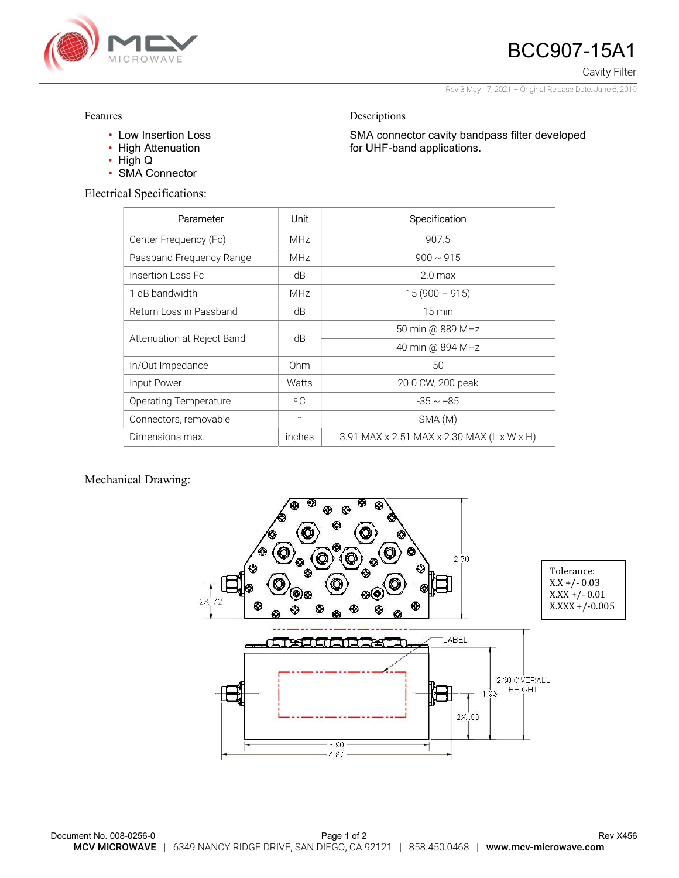# BCC907-15A1

Cavity Filter

Rev 3 May 17, 2021 – Original Release Date: June 6, 2019

## Features

- Low Insertion Loss
- High Attenuation
- High Q
- SMA Connector

## Descriptions

SMA connector cavity bandpass filter developed for UHF-band applications.

## Electrical Specifications:

| Parameter | Unit | Specification |
|---|---|---|
| Center Frequency (Fc) | MHz | 907.5 |
| Passband Frequency Range | MHz | 900 ~ 915 |
| Insertion Loss Fc | dB | 2.0 max |
| 1 dB bandwidth | MHz | 15 (900 – 915) |
| Return Loss in Passband | dB | 15 min |
| Attenuation at Reject Band | dB | 50 min @ 889 MHz |
| | | 40 min @ 894 MHz |
| In/Out Impedance | Ohm | 50 |
| Input Power | Watts | 20.0 CW, 200 peak |
| Operating Temperature | °C | -35 ~ +85 |
| Connectors, removable | – | SMA (M) |
| Dimensions max. | inches | 3.91 MAX x 2.51 MAX x 2.30 MAX (L x W x H) |

## Mechanical Drawing:

2.50

2X .72

LABEL

2.30 OVERALL HEIGHT

1.93

2X .96

3.90

4.87

Tolerance:
X.X +/- 0.03
X.XX +/- 0.01
X.XXX +/-0.005

Document No. 008-0256-0

Rev X456

**MCV MICROWAVE** | 6349 NANCY RIDGE DRIVE, SAN DIEGO, CA 92121 | 858.450.0468 | **www.mcv-microwave.com**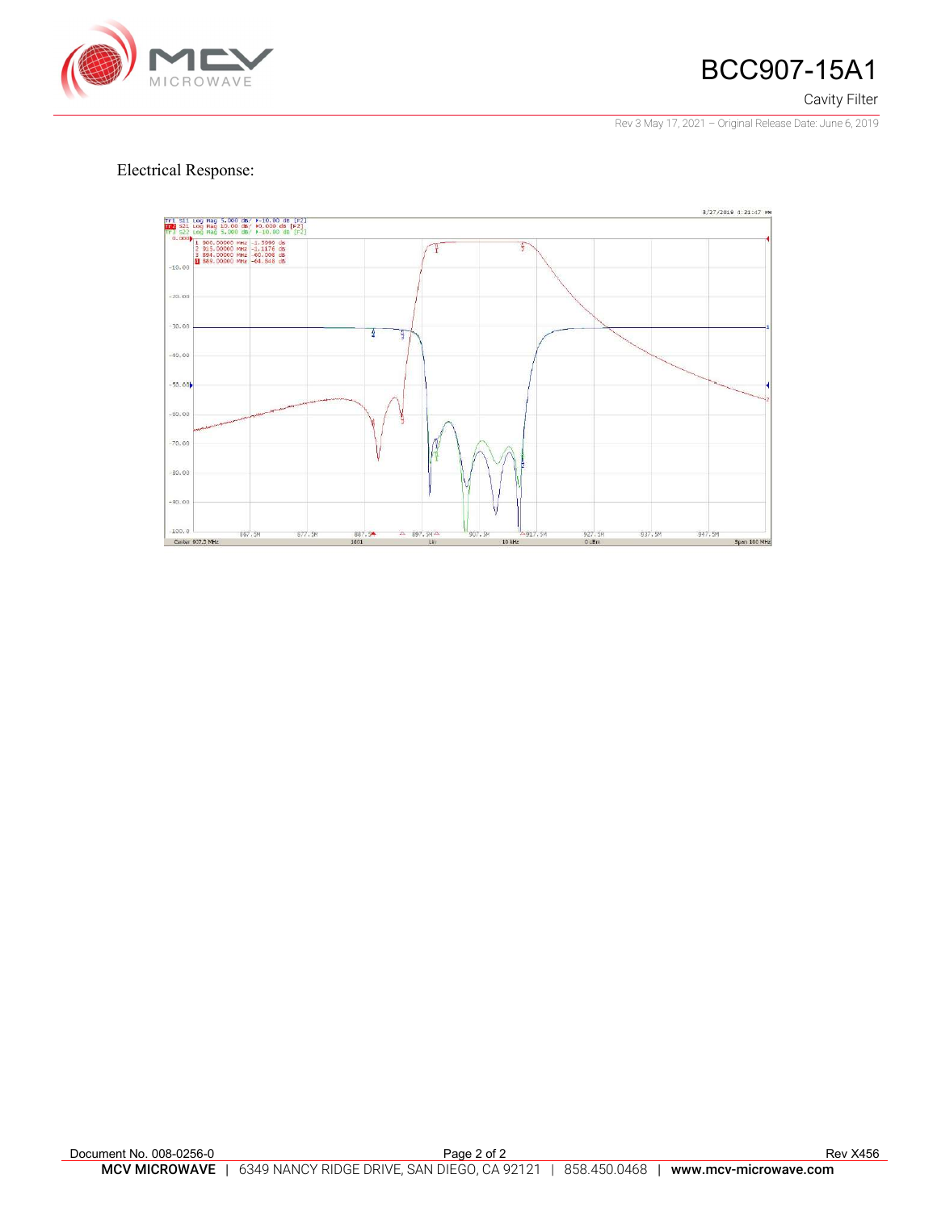Electrical Response:

8/27/2019 4:21:47 PM

Tr1 S11 Log Mag 5.000 dB/ ▶-10.00 dB [F2]
Tr2 S21 Log Mag 10.00 dB/ ▶0.000 dB [F2]
Tr3 S22 Log Mag 5.000 dB/ ▶-10.00 dB [F2]

1 900.00000 MHz -1.5990 dB
2 915.00000 MHz -1.1176 dB
3 894.00000 MHz -60.008 dB
4 889.00000 MHz -64.848 dB

0.000
-10.00
-20.00
-30.00
-40.00
-50.00
-60.00
-70.00
-80.00
-90.00
-100.0

867.5M 877.5M 887.5M 897.5M 907.5M 917.5M 927.5M 937.5M 947.5M

Center 907.5 MHz 1601 Lin 10 kHz 0 dBm Span 100 MHz